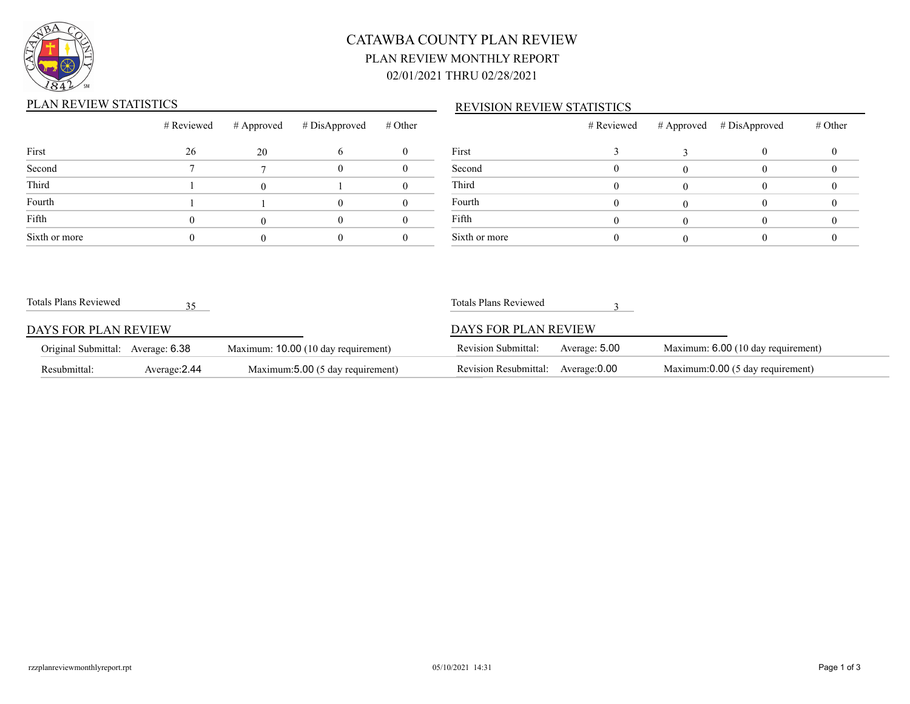# CATAWBA COUNTY PLAN REVIEW

## PLAN REVIEW MONTHLY REPORT

### 02/01/2021 THRU 02/28/2021

## PLAN REVIEW STATISTICS

| | # Reviewed | # Approved | # DisApproved | # Other |
|---|---|---|---|---|
| First | 26 | 20 | 6 | 0 |
| Second | 7 | 7 | 0 | 0 |
| Third | 1 | 0 | 1 | 0 |
| Fourth | 1 | 1 | 0 | 0 |
| Fifth | 0 | 0 | 0 | 0 |
| Sixth or more | 0 | 0 | 0 | 0 |

Totals Plans Reviewed 35

## DAYS FOR PLAN REVIEW

| | | |
|---|---|---|
| Original Submittal: | Average: 6.38 | Maximum: 10.00 (10 day requirement) |
| Resubmittal: | Average:2.44 | Maximum:5.00 (5 day requirement) |

## REVISION REVIEW STATISTICS

| | # Reviewed | # Approved | # DisApproved | # Other |
|---|---|---|---|---|
| First | 3 | 3 | 0 | 0 |
| Second | 0 | 0 | 0 | 0 |
| Third | 0 | 0 | 0 | 0 |
| Fourth | 0 | 0 | 0 | 0 |
| Fifth | 0 | 0 | 0 | 0 |
| Sixth or more | 0 | 0 | 0 | 0 |

Totals Plans Reviewed 3

## DAYS FOR PLAN REVIEW

| | | |
|---|---|---|
| Revision Submittal: | Average: 5.00 | Maximum: 6.00 (10 day requirement) |
| Revision Resubmittal: | Average:0.00 | Maximum:0.00 (5 day requirement) |

rzzplanreviewmonthlyreport.rpt 05/10/2021 14:31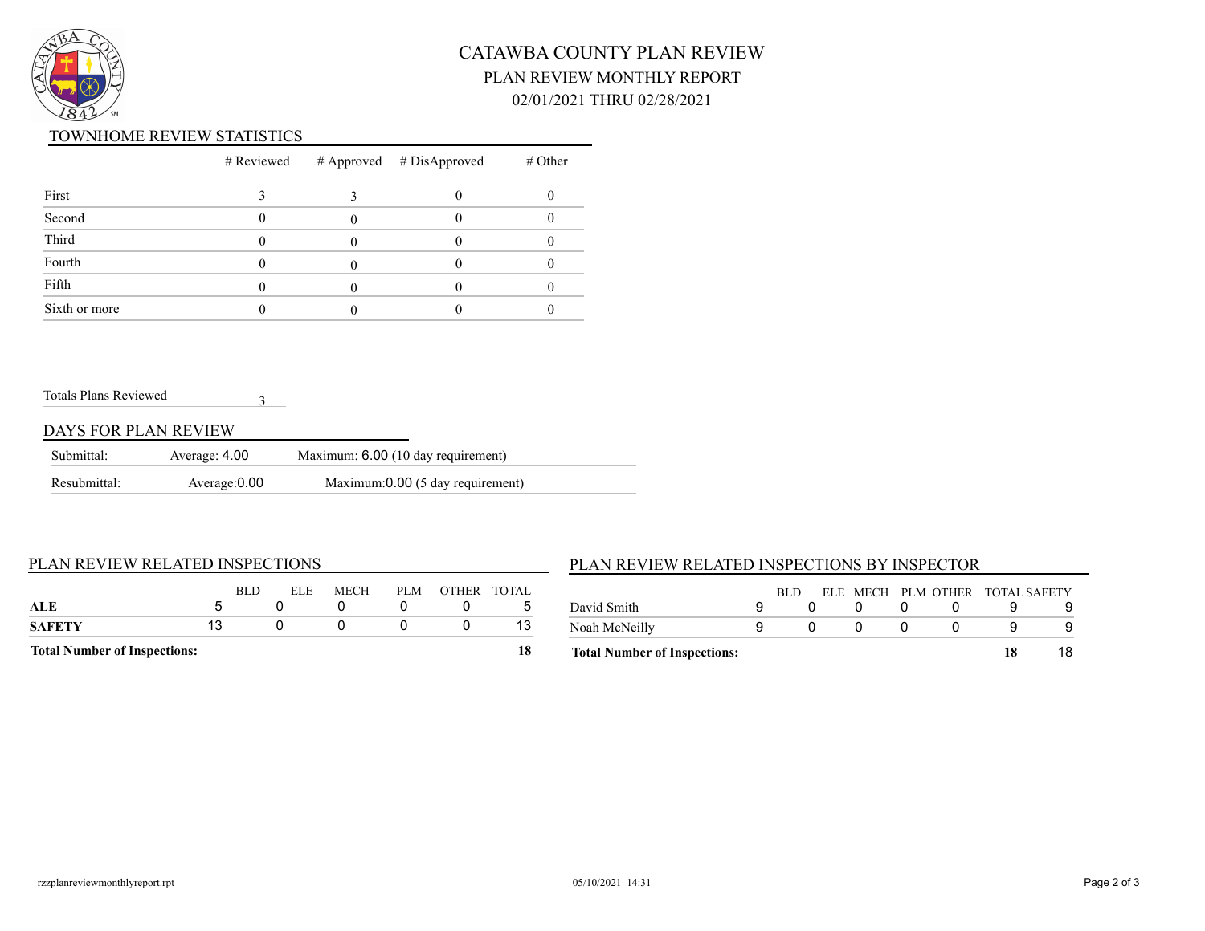# CATAWBA COUNTY PLAN REVIEW

## PLAN REVIEW MONTHLY REPORT

## 02/01/2021 THRU 02/28/2021

### TOWNHOME REVIEW STATISTICS

| | # Reviewed | # Approved | # DisApproved | # Other |
|---|---|---|---|---|
| First | 3 | 3 | 0 | 0 |
| Second | 0 | 0 | 0 | 0 |
| Third | 0 | 0 | 0 | 0 |
| Fourth | 0 | 0 | 0 | 0 |
| Fifth | 0 | 0 | 0 | 0 |
| Sixth or more | 0 | 0 | 0 | 0 |

Totals Plans Reviewed 3

### DAYS FOR PLAN REVIEW

| | | |
|---|---|---|
| Submittal: | Average: 4.00 | Maximum: 6.00 (10 day requirement) |
| Resubmittal: | Average:0.00 | Maximum:0.00 (5 day requirement) |

### PLAN REVIEW RELATED INSPECTIONS

| | BLD | ELE | MECH | PLM | OTHER | TOTAL |
|---|---|---|---|---|---|---|
| **ALE** | 5 | 0 | 0 | 0 | 0 | 5 |
| **SAFETY** | 13 | 0 | 0 | 0 | 0 | 13 |
| **Total Number of Inspections:** | | | | | | **18** |

### PLAN REVIEW RELATED INSPECTIONS BY INSPECTOR

| | BLD | ELE | MECH | PLM | OTHER | TOTAL | SAFETY |
|---|---|---|---|---|---|---|---|
| David Smith | 9 | 0 | 0 | 0 | 0 | 9 | 9 |
| Noah McNeilly | 9 | 0 | 0 | 0 | 0 | 9 | 9 |
| **Total Number of Inspections:** | | | | | | **18** | 18 |

rzzplanreviewmonthlyreport.rpt 05/10/2021 14:31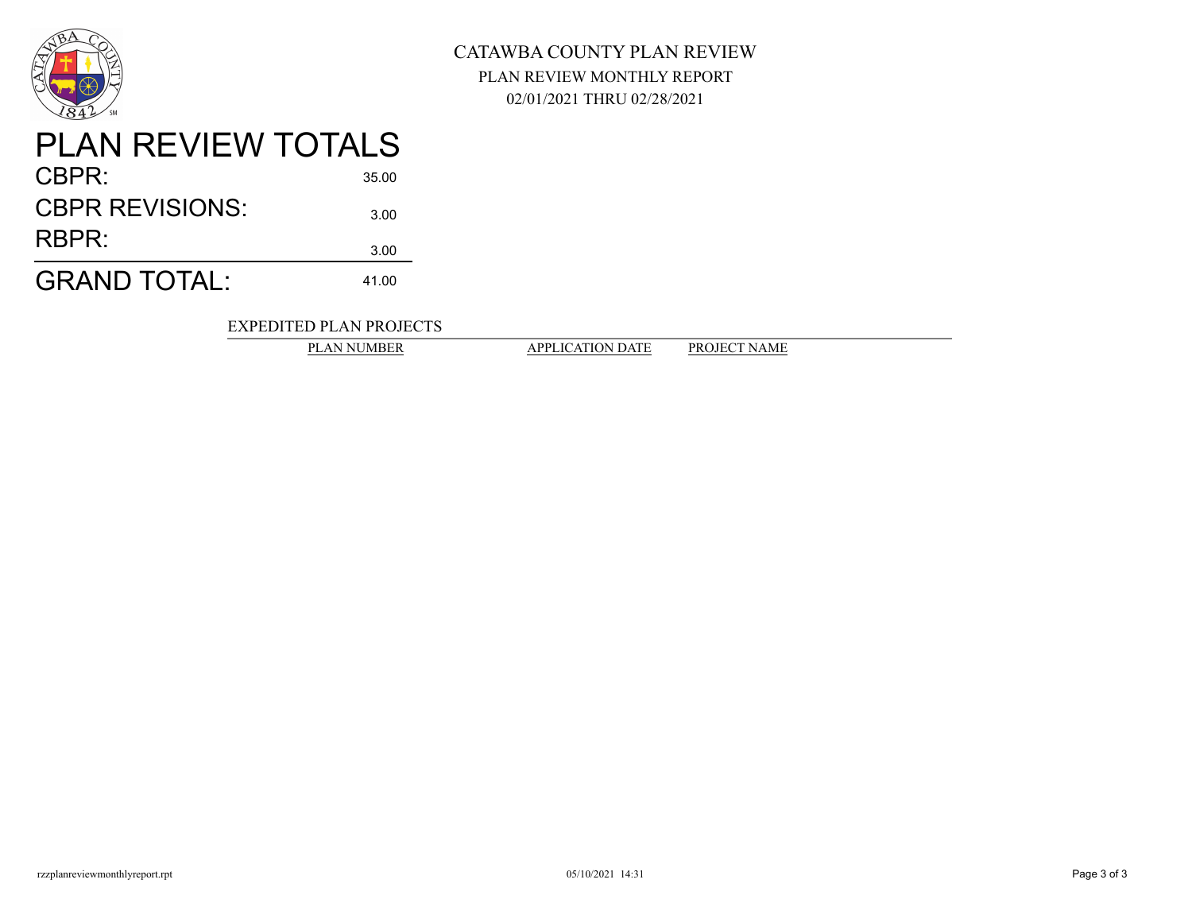CATAWBA COUNTY PLAN REVIEW

PLAN REVIEW MONTHLY REPORT

02/01/2021 THRU 02/28/2021

# PLAN REVIEW TOTALS

| | |
|---|---|
| CBPR: | 35.00 |
| CBPR REVISIONS: | 3.00 |
| RBPR: | 3.00 |
| GRAND TOTAL: | 41.00 |

EXPEDITED PLAN PROJECTS

| PLAN NUMBER | APPLICATION DATE | PROJECT NAME |
|---|---|---|